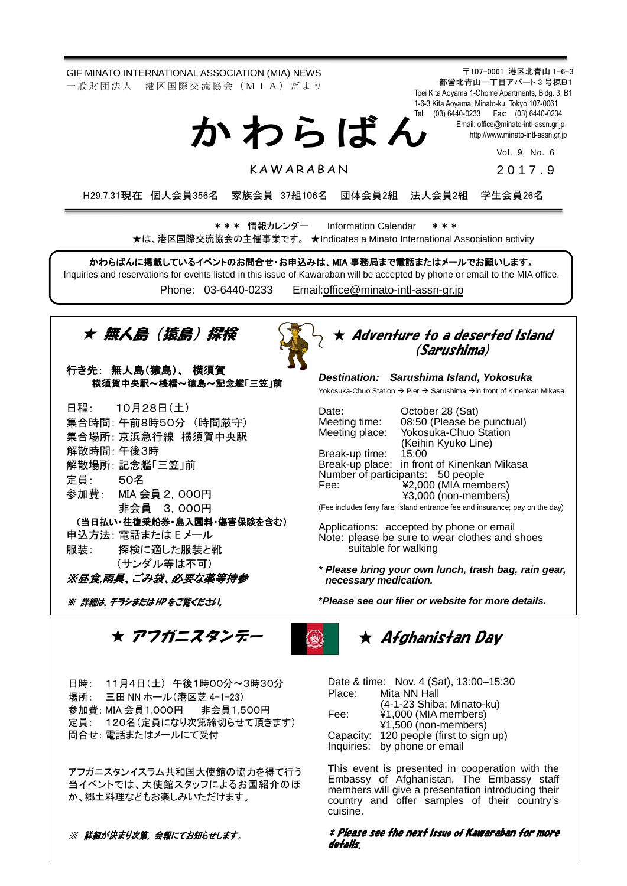GIF MINATO INTERNATIONAL ASSOCIATION (MIA) NEWS
一般財団法人　港区国際交流協会（ＭＩＡ）だより

〒107-0061 港区北青山 1-6-3
都営北青山一丁目アパート３号棟B1
Toei Kita Aoyama 1-Chome Apartments, Bldg. 3, B1
1-6-3 Kita Aoyama; Minato-ku, Tokyo 107-0061
Tel: (03) 6440-0233　Fax: (03) 6440-0234
Email: office@minato-intl-assn.gr.jp
http://www.minato-intl-assn.gr.jp

# かわらばん

KAWARABAN

Vol. 9, No. 6
2017.9

H29.7.31現在　個人会員356名　家族会員 37組106名　団体会員2組　法人会員2組　学生会員26名

＊＊＊ 情報カレンダー　Information Calendar ＊＊＊

★は、港区国際交流協会の主催事業です。 ★Indicates a Minato International Association activity

**かわらばんに掲載しているイベントのお問合せ・お申込みは、MIA 事務局まで電話またはメールでお願いします。**
Inquiries and reservations for events listed in this issue of Kawaraban will be accepted by phone or email to the MIA office.
Phone: 03-6440-0233　Email:office@minato-intl-assn-gr.jp

## ★ 無人島（猿島）探検

**行き先： 無人島(猿島)、 横須賀**
**横須賀中央駅～桟橋～猿島～記念艦「三笠」前**

日程：　10月28日（土）
集合時間：午前8時50分 （時間厳守）
集合場所：京浜急行線 横須賀中央駅
解散時間：午後3時
解散場所：記念艦「三笠」前
定員：　50名
参加費：　MIA 会員 2，000円
　　　　　非会員　3，000円
**（当日払い・往復乗船券・島入園料・傷害保険を含む）**
申込方法：電話または E メール
服装：　探検に適した服装と靴
　　　　（サンダル等は不可）
***※昼食,雨具、ごみ袋、必要な薬等持参***

***※ 詳細は、チラシまたは HP をご覧ください。***

## ★ Adventure to a deserted Island (Sarushima)

***Destination:　Sarushima Island, Yokosuka***
Yokosuka-Chuo Station → Pier → Sarushima →in front of Kinenkan Mikasa

Date:　October 28 (Sat)
Meeting time:　08:50 (Please be punctual)
Meeting place:　Yokosuka-Chuo Station (Keihin Kyuko Line)
Break-up time:　15:00
Break-up place:　in front of Kinenkan Mikasa
Number of participants:　50 people
Fee:　¥2,000 (MIA members)
　　　¥3,000 (non-members)
(Fee includes ferry fare, island entrance fee and insurance; pay on the day)

Applications:　accepted by phone or email
Note:　please be sure to wear clothes and shoes suitable for walking

***\* Please bring your own lunch, trash bag, rain gear, necessary medication.***

\****Please see our flier or website for more details.***

## ★ アフガニスタンデー

日時：　11月4日（土） 午後1時00分～3時30分
場所：　三田 NN ホール（港区芝 4-1-23）
参加費：MIA 会員1,000円　非会員1,500円
定員：　120名（定員になり次第締切らせて頂きます）
問合せ：電話またはメールにて受付

アフガニスタンイスラム共和国大使館の協力を得て行う当イベントでは、大使館スタッフによるお国紹介のほか、郷土料理などもお楽しみいただけます。

***※ 詳細が決まり次第，会報にてお知らせします。***

## ★ Afghanistan Day

Date & time:　Nov. 4 (Sat), 13:00–15:30
Place:　Mita NN Hall (4-1-23 Shiba; Minato-ku)
Fee:　¥1,000 (MIA members)
　　　¥1,500 (non-members)
Capacity:　120 people (first to sign up)
Inquiries:　by phone or email

This event is presented in cooperation with the Embassy of Afghanistan. The Embassy staff members will give a presentation introducing their country and offer samples of their country's cuisine.

***\* Please see the next issue of Kawaraban for more details.***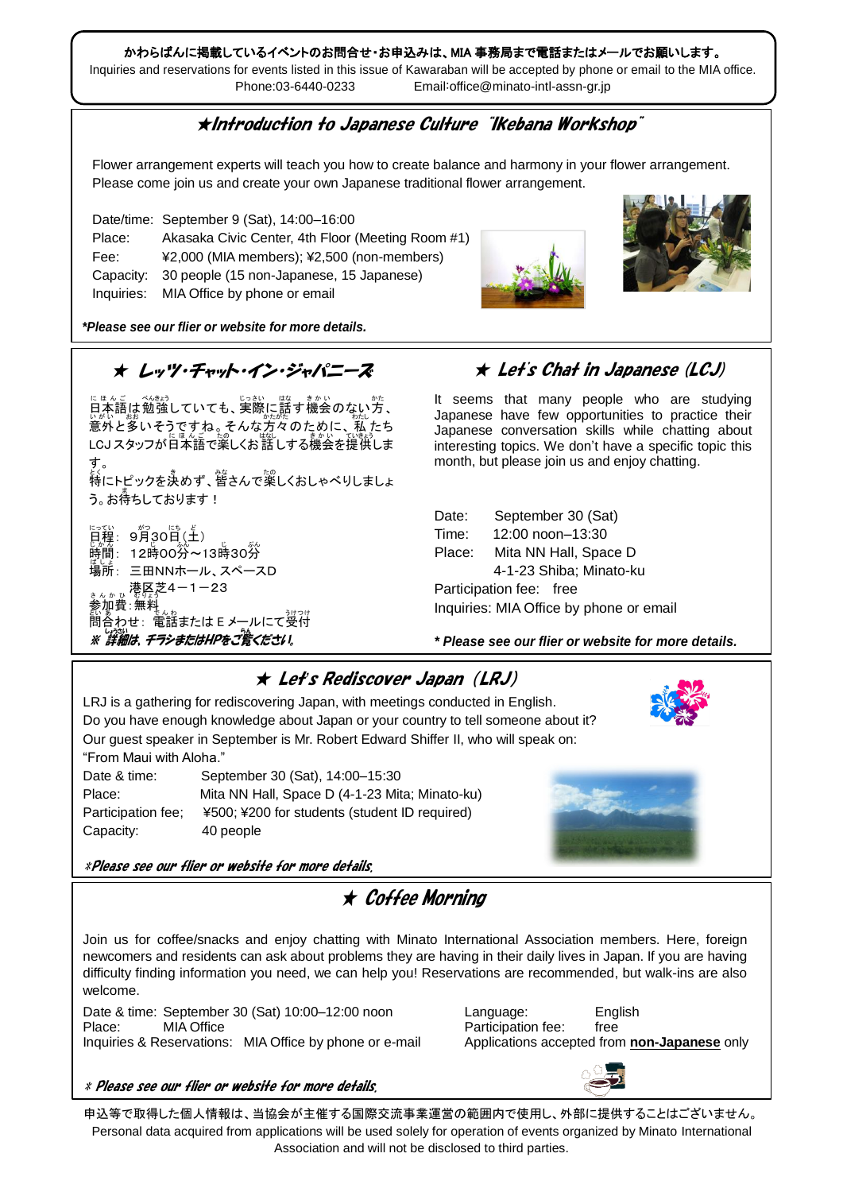**かわらばんに掲載しているイベントのお問合せ・お申込みは、MIA 事務局まで電話またはメールでお願いします。**

Inquiries and reservations for events listed in this issue of Kawaraban will be accepted by phone or email to the MIA office.

Phone:03-6440-0233　　　Email:office@minato-intl-assn-gr.jp

## ★Introduction to Japanese Culture "Ikebana Workshop"

Flower arrangement experts will teach you how to create balance and harmony in your flower arrangement. Please come join us and create your own Japanese traditional flower arrangement.

Date/time: September 9 (Sat), 14:00–16:00
Place: Akasaka Civic Center, 4th Floor (Meeting Room #1)
Fee: ¥2,000 (MIA members); ¥2,500 (non-members)
Capacity: 30 people (15 non-Japanese, 15 Japanese)
Inquiries: MIA Office by phone or email

***Please see our flier or website for more details.***

## ★ レッツ・チャット・イン・ジャパニーズ

日本語は勉強していても、実際に話す機会のない方、意外と多いそうですね。そんな方々のために、私たちLCJスタッフが日本語で楽しくお話しする機会を提供します。

特にトピックを決めず、皆さんで楽しくおしゃべりしましょう。お待ちしております！

日程：9月30日（土）
時間：12時00分～13時30分
場所：三田NNホール、スペースD
　　　港区芝4－1－23
参加費：無料
問合わせ：電話またはＥメールにて受付

***※ 詳細は、チラシまたはHPをご覧ください。***

## ★ Let's Chat in Japanese (LCJ)

It seems that many people who are studying Japanese have few opportunities to practice their Japanese conversation skills while chatting about interesting topics. We don't have a specific topic this month, but please join us and enjoy chatting.

Date: September 30 (Sat)
Time: 12:00 noon–13:30
Place: Mita NN Hall, Space D
　　　4-1-23 Shiba; Minato-ku
Participation fee: free
Inquiries: MIA Office by phone or email

***\* Please see our flier or website for more details.***

## ★ Let's Rediscover Japan (LRJ)

LRJ is a gathering for rediscovering Japan, with meetings conducted in English.
Do you have enough knowledge about Japan or your country to tell someone about it?
Our guest speaker in September is Mr. Robert Edward Shiffer II, who will speak on:
"From Maui with Aloha."

Date & time: September 30 (Sat), 14:00–15:30
Place: Mita NN Hall, Space D (4-1-23 Mita; Minato-ku)
Participation fee: ¥500; ¥200 for students (student ID required)
Capacity: 40 people

*\*Please see our flier or website for more details.*

## ★ Coffee Morning

Join us for coffee/snacks and enjoy chatting with Minato International Association members. Here, foreign newcomers and residents can ask about problems they are having in their daily lives in Japan. If you are having difficulty finding information you need, we can help you! Reservations are recommended, but walk-ins are also welcome.

Date & time: September 30 (Sat) 10:00–12:00 noon
Place: MIA Office
Inquiries & Reservations: MIA Office by phone or e-mail
Language: English
Participation fee: free
Applications accepted from **non-Japanese** only

*\* Please see our flier or website for more details.*

申込等で取得した個人情報は、当協会が主催する国際交流事業運営の範囲内で使用し、外部に提供することはございません。
Personal data acquired from applications will be used solely for operation of events organized by Minato International Association and will not be disclosed to third parties.